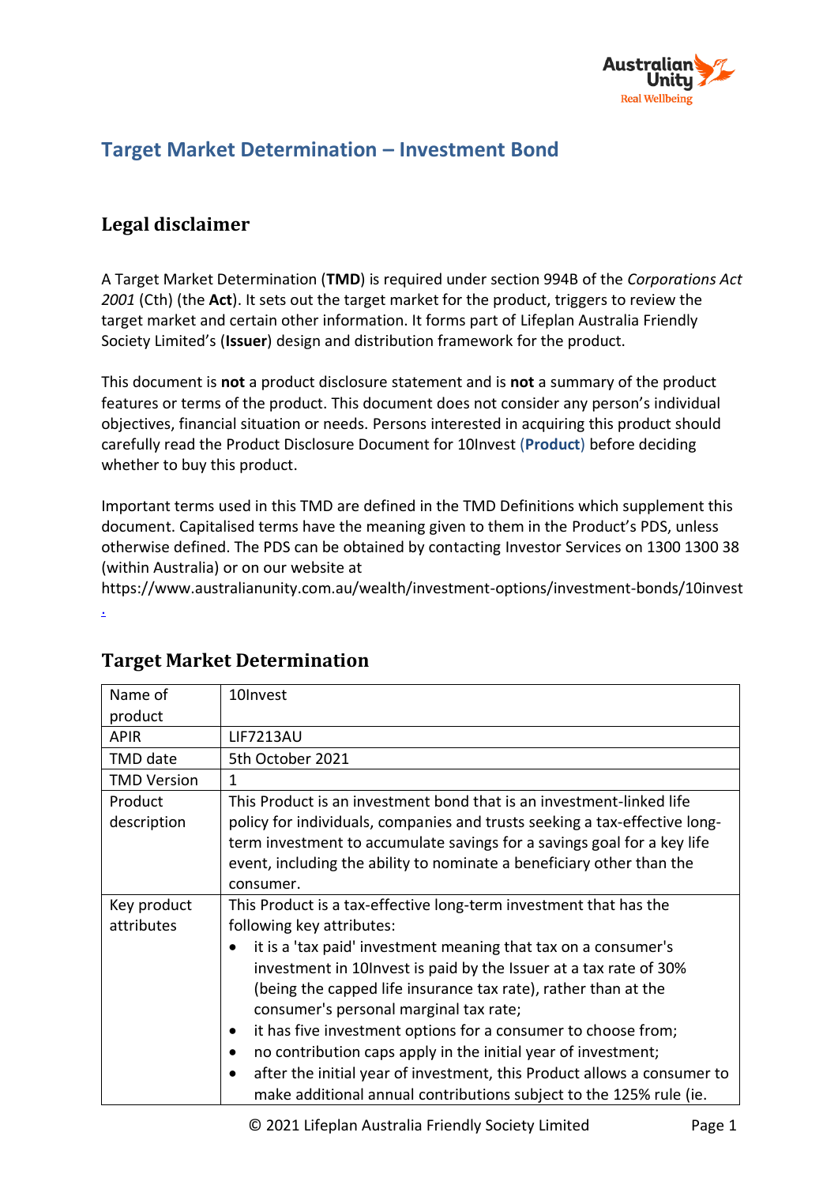# Target Market Determination – Investment Bond

## Legal disclaimer

A Target Market Determination (**TMD**) is required under section 994B of the *Corporations Act 2001* (Cth) (the **Act**). It sets out the target market for the product, triggers to review the target market and certain other information. It forms part of Lifeplan Australia Friendly Society Limited's (**Issuer**) design and distribution framework for the product.

This document is **not** a product disclosure statement and is **not** a summary of the product features or terms of the product. This document does not consider any person's individual objectives, financial situation or needs. Persons interested in acquiring this product should carefully read the Product Disclosure Document for 10Invest (**Product**) before deciding whether to buy this product.

Important terms used in this TMD are defined in the TMD Definitions which supplement this document. Capitalised terms have the meaning given to them in the Product's PDS, unless otherwise defined. The PDS can be obtained by contacting Investor Services on 1300 1300 38 (within Australia) or on our website at https://www.australianunity.com.au/wealth/investment-options/investment-bonds/10invest.

## Target Market Determination

| Name of product | 10Invest |
|---|---|
| APIR | LIF7213AU |
| TMD date | 5th October 2021 |
| TMD Version | 1 |
| Product description | This Product is an investment bond that is an investment-linked life policy for individuals, companies and trusts seeking a tax-effective long-term investment to accumulate savings for a savings goal for a key life event, including the ability to nominate a beneficiary other than the consumer. |
| Key product attributes | This Product is a tax-effective long-term investment that has the following key attributes:<br>• it is a 'tax paid' investment meaning that tax on a consumer's investment in 10Invest is paid by the Issuer at a tax rate of 30% (being the capped life insurance tax rate), rather than at the consumer's personal marginal tax rate;<br>• it has five investment options for a consumer to choose from;<br>• no contribution caps apply in the initial year of investment;<br>• after the initial year of investment, this Product allows a consumer to make additional annual contributions subject to the 125% rule (ie. |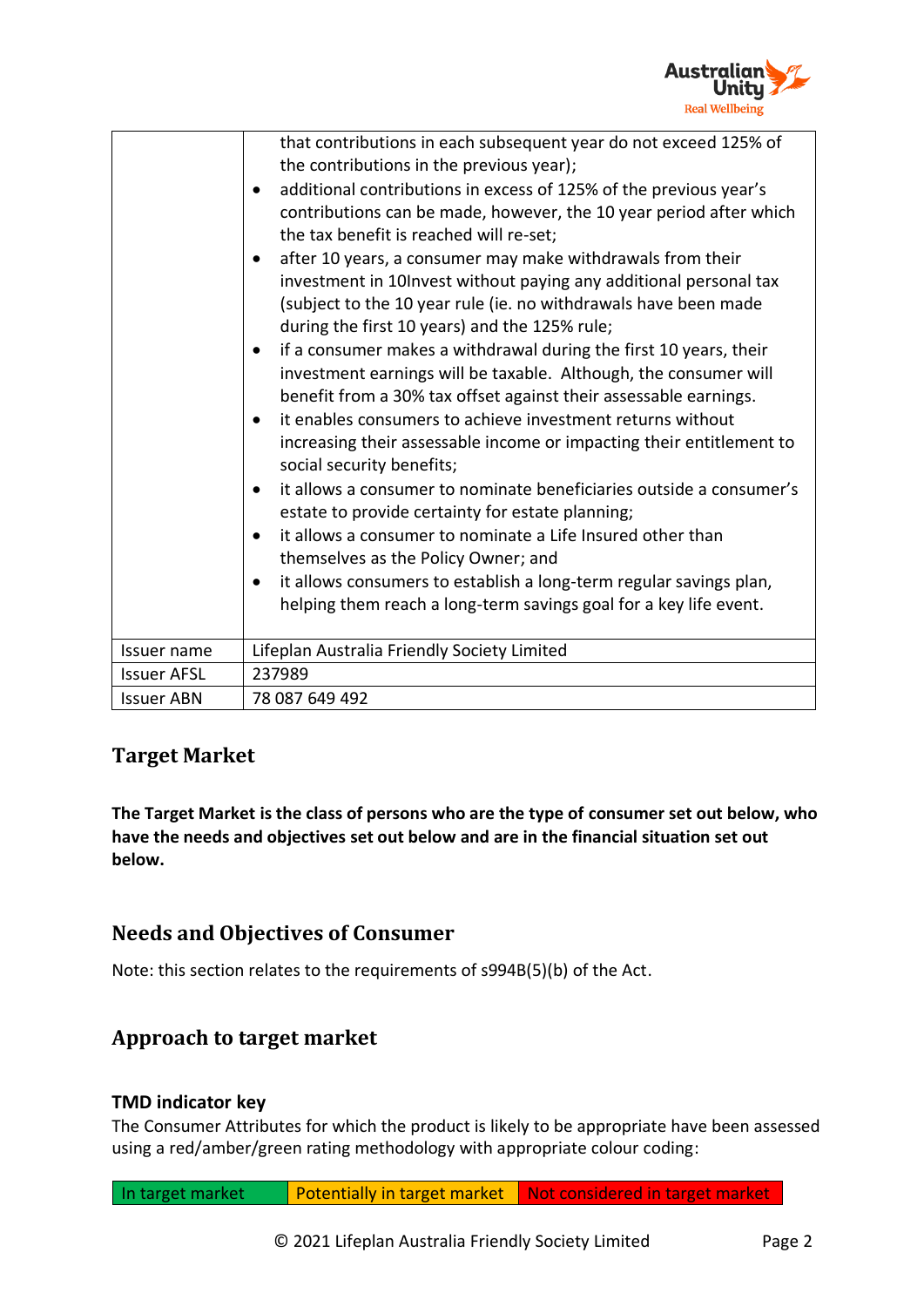| | |
|---|---|
| | that contributions in each subsequent year do not exceed 125% of the contributions in the previous year);<br>• additional contributions in excess of 125% of the previous year's contributions can be made, however, the 10 year period after which the tax benefit is reached will re-set;<br>• after 10 years, a consumer may make withdrawals from their investment in 10Invest without paying any additional personal tax (subject to the 10 year rule (ie. no withdrawals have been made during the first 10 years) and the 125% rule;<br>• if a consumer makes a withdrawal during the first 10 years, their investment earnings will be taxable. Although, the consumer will benefit from a 30% tax offset against their assessable earnings.<br>• it enables consumers to achieve investment returns without increasing their assessable income or impacting their entitlement to social security benefits;<br>• it allows a consumer to nominate beneficiaries outside a consumer's estate to provide certainty for estate planning;<br>• it allows a consumer to nominate a Life Insured other than themselves as the Policy Owner; and<br>• it allows consumers to establish a long-term regular savings plan, helping them reach a long-term savings goal for a key life event. |
| Issuer name | Lifeplan Australia Friendly Society Limited |
| Issuer AFSL | 237989 |
| Issuer ABN | 78 087 649 492 |

## Target Market

**The Target Market is the class of persons who are the type of consumer set out below, who have the needs and objectives set out below and are in the financial situation set out below.**

## Needs and Objectives of Consumer

Note: this section relates to the requirements of s994B(5)(b) of the Act.

## Approach to target market

### TMD indicator key

The Consumer Attributes for which the product is likely to be appropriate have been assessed using a red/amber/green rating methodology with appropriate colour coding:

| In target market | Potentially in target market | Not considered in target market |
|---|---|---|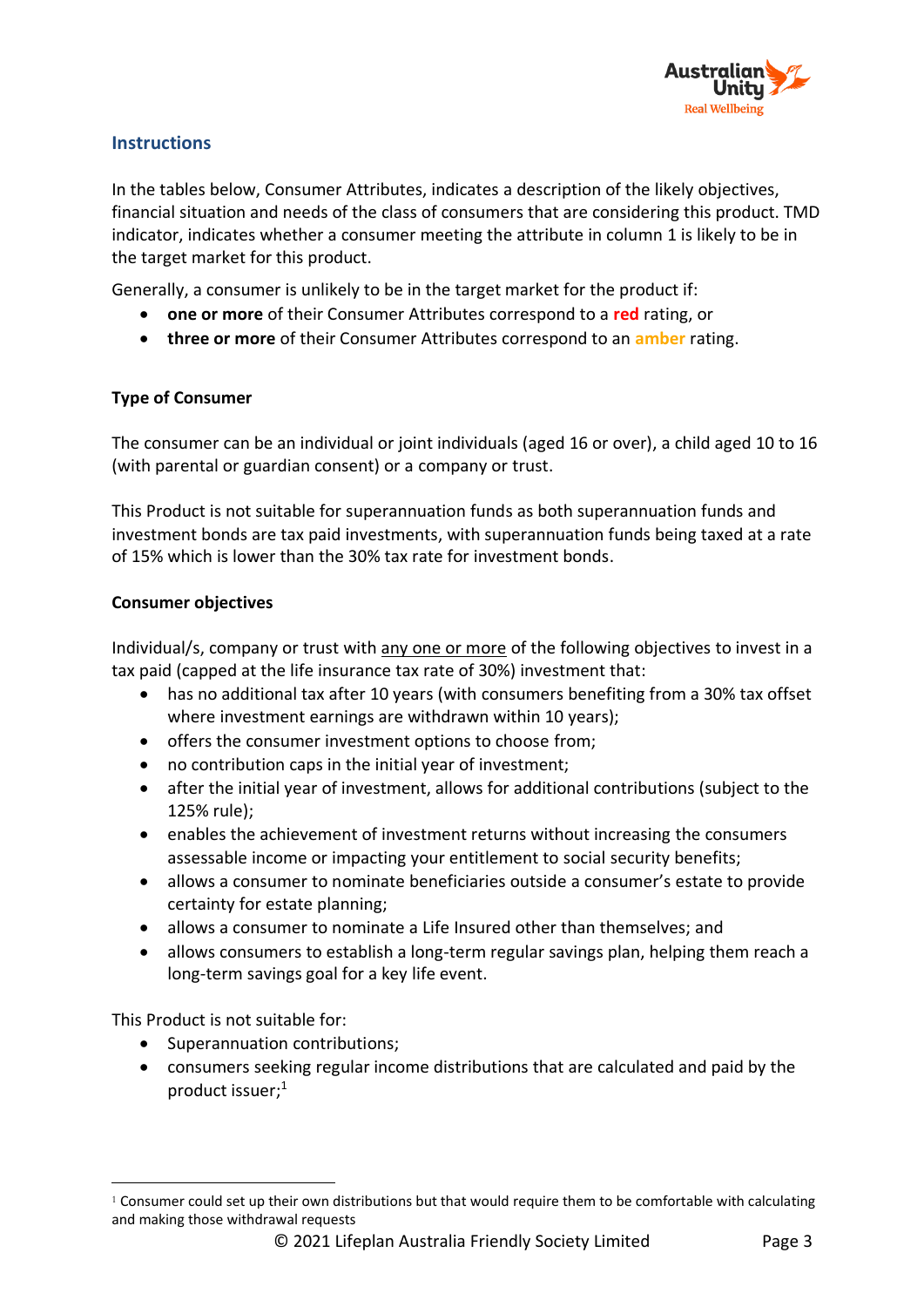## Instructions

In the tables below, Consumer Attributes, indicates a description of the likely objectives, financial situation and needs of the class of consumers that are considering this product. TMD indicator, indicates whether a consumer meeting the attribute in column 1 is likely to be in the target market for this product.

Generally, a consumer is unlikely to be in the target market for the product if:

- **one or more** of their Consumer Attributes correspond to a **red** rating, or
- **three or more** of their Consumer Attributes correspond to an **amber** rating.

**Type of Consumer**

The consumer can be an individual or joint individuals (aged 16 or over), a child aged 10 to 16 (with parental or guardian consent) or a company or trust.

This Product is not suitable for superannuation funds as both superannuation funds and investment bonds are tax paid investments, with superannuation funds being taxed at a rate of 15% which is lower than the 30% tax rate for investment bonds.

**Consumer objectives**

Individual/s, company or trust with any one or more of the following objectives to invest in a tax paid (capped at the life insurance tax rate of 30%) investment that:

- has no additional tax after 10 years (with consumers benefiting from a 30% tax offset where investment earnings are withdrawn within 10 years);
- offers the consumer investment options to choose from;
- no contribution caps in the initial year of investment;
- after the initial year of investment, allows for additional contributions (subject to the 125% rule);
- enables the achievement of investment returns without increasing the consumers assessable income or impacting your entitlement to social security benefits;
- allows a consumer to nominate beneficiaries outside a consumer's estate to provide certainty for estate planning;
- allows a consumer to nominate a Life Insured other than themselves; and
- allows consumers to establish a long-term regular savings plan, helping them reach a long-term savings goal for a key life event.

This Product is not suitable for:

- Superannuation contributions;
- consumers seeking regular income distributions that are calculated and paid by the product issuer;[1]

[1] Consumer could set up their own distributions but that would require them to be comfortable with calculating and making those withdrawal requests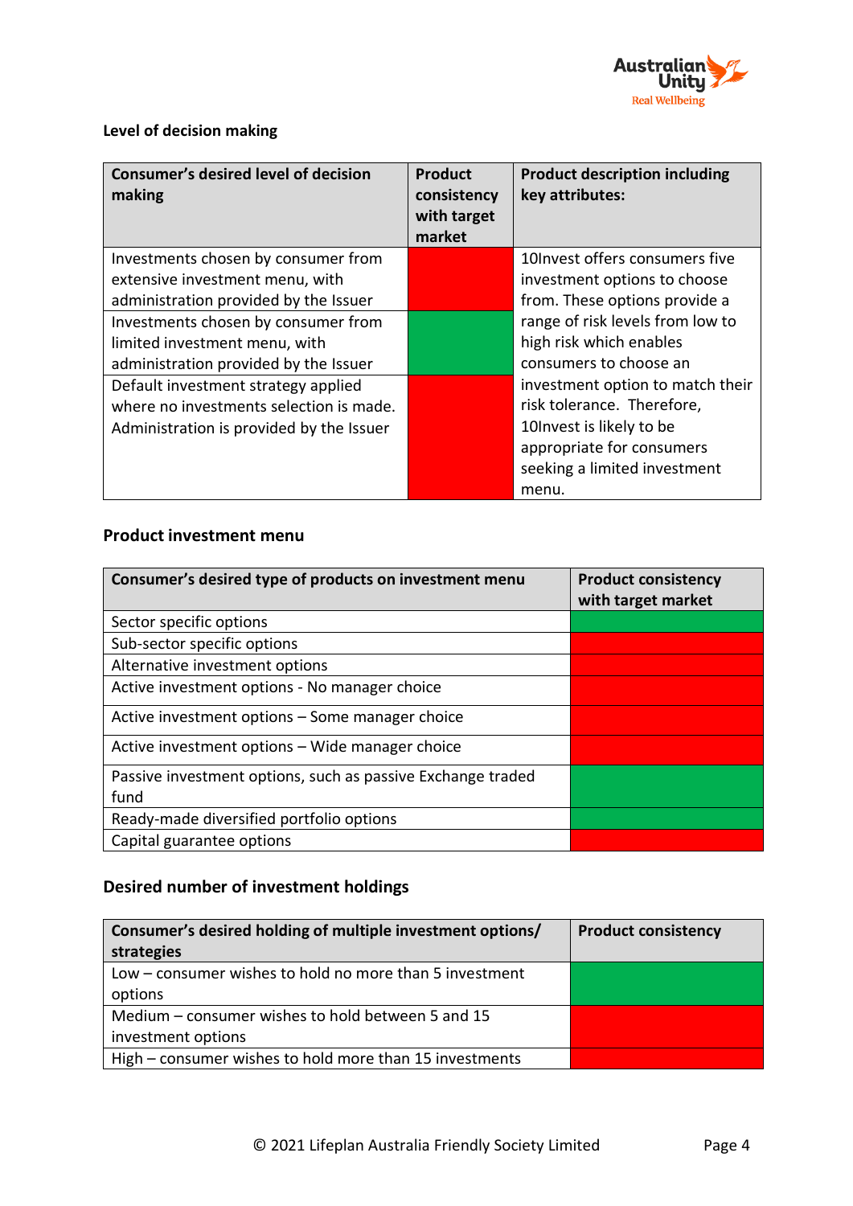### Level of decision making

| Consumer's desired level of decision making | Product consistency with target market | Product description including key attributes: |
|---|---|---|
| Investments chosen by consumer from extensive investment menu, with administration provided by the Issuer | Red | 10Invest offers consumers five investment options to choose from. These options provide a range of risk levels from low to high risk which enables consumers to choose an investment option to match their risk tolerance. Therefore, 10Invest is likely to be appropriate for consumers seeking a limited investment menu. |
| Investments chosen by consumer from limited investment menu, with administration provided by the Issuer | Green | |
| Default investment strategy applied where no investments selection is made. Administration is provided by the Issuer | Red | |

### Product investment menu

| Consumer's desired type of products on investment menu | Product consistency with target market |
|---|---|
| Sector specific options | Green |
| Sub-sector specific options | Red |
| Alternative investment options | Red |
| Active investment options - No manager choice | Red |
| Active investment options – Some manager choice | Red |
| Active investment options – Wide manager choice | Red |
| Passive investment options, such as passive Exchange traded fund | Green |
| Ready-made diversified portfolio options | Green |
| Capital guarantee options | Red |

### Desired number of investment holdings

| Consumer's desired holding of multiple investment options/ strategies | Product consistency |
|---|---|
| Low – consumer wishes to hold no more than 5 investment options | Green |
| Medium – consumer wishes to hold between 5 and 15 investment options | Red |
| High – consumer wishes to hold more than 15 investments | Red |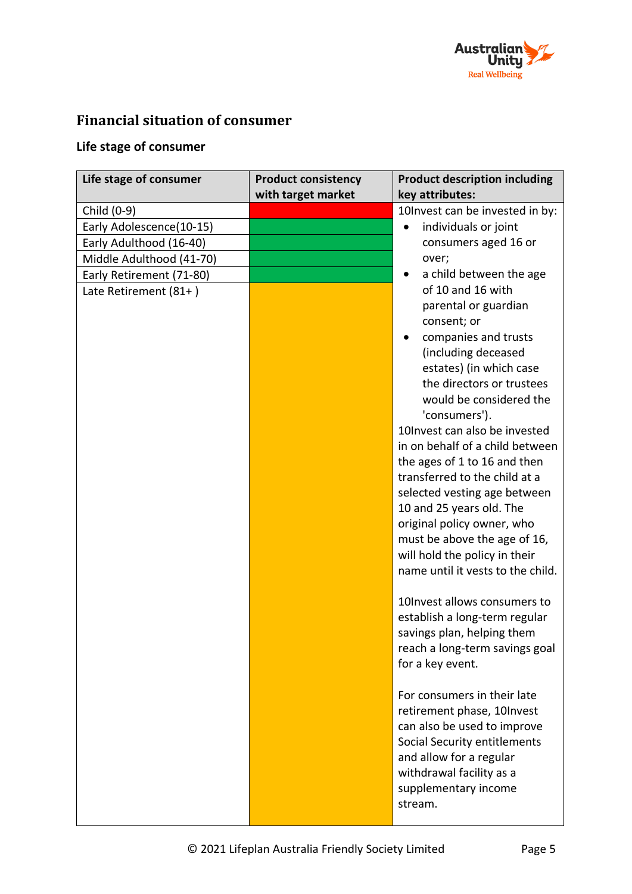## Financial situation of consumer

### Life stage of consumer

| Life stage of consumer | Product consistency with target market | Product description including key attributes: |
|---|---|---|
| Child (0-9) | Red | 10Invest can be invested in by:<br>• individuals or joint consumers aged 16 or over;<br>• a child between the age of 10 and 16 with parental or guardian consent; or<br>• companies and trusts (including deceased estates) (in which case the directors or trustees would be considered the 'consumers').<br>10Invest can also be invested in on behalf of a child between the ages of 1 to 16 and then transferred to the child at a selected vesting age between 10 and 25 years old. The original policy owner, who must be above the age of 16, will hold the policy in their name until it vests to the child.<br><br>10Invest allows consumers to establish a long-term regular savings plan, helping them reach a long-term savings goal for a key event.<br><br>For consumers in their late retirement phase, 10Invest can also be used to improve Social Security entitlements and allow for a regular withdrawal facility as a supplementary income stream. |
| Early Adolescence(10-15) | Green | |
| Early Adulthood (16-40) | Green | |
| Middle Adulthood (41-70) | Green | |
| Early Retirement (71-80) | Green | |
| Late Retirement (81+ ) | Amber | |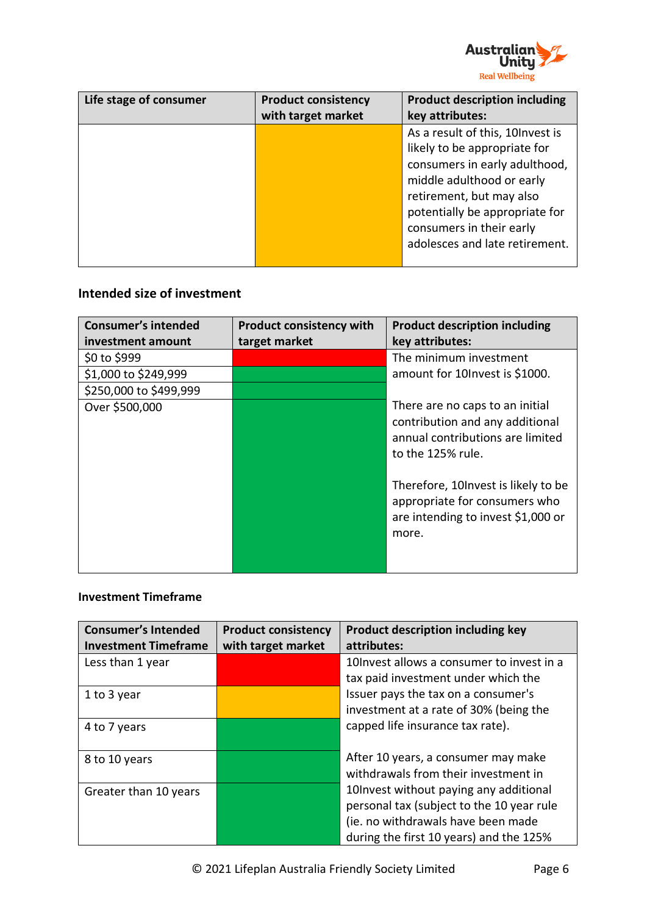| Life stage of consumer | Product consistency with target market | Product description including key attributes: |
|---|---|---|
| | | As a result of this, 10Invest is likely to be appropriate for consumers in early adulthood, middle adulthood or early retirement, but may also potentially be appropriate for consumers in their early adolesces and late retirement. |

### Intended size of investment

| Consumer's intended investment amount | Product consistency with target market | Product description including key attributes: |
|---|---|---|
| $0 to $999 | | The minimum investment amount for 10Invest is $1000. |
| $1,000 to $249,999 | | |
| $250,000 to $499,999 | | |
| Over $500,000 | | There are no caps to an initial contribution and any additional annual contributions are limited to the 125% rule.<br><br>Therefore, 10Invest is likely to be appropriate for consumers who are intending to invest $1,000 or more. |

### Investment Timeframe

| Consumer's Intended Investment Timeframe | Product consistency with target market | Product description including key attributes: |
|---|---|---|
| Less than 1 year | | 10Invest allows a consumer to invest in a tax paid investment under which the Issuer pays the tax on a consumer's investment at a rate of 30% (being the capped life insurance tax rate).<br><br>After 10 years, a consumer may make withdrawals from their investment in 10Invest without paying any additional personal tax (subject to the 10 year rule (ie. no withdrawals have been made during the first 10 years) and the 125% |
| 1 to 3 year | | |
| 4 to 7 years | | |
| 8 to 10 years | | |
| Greater than 10 years | | |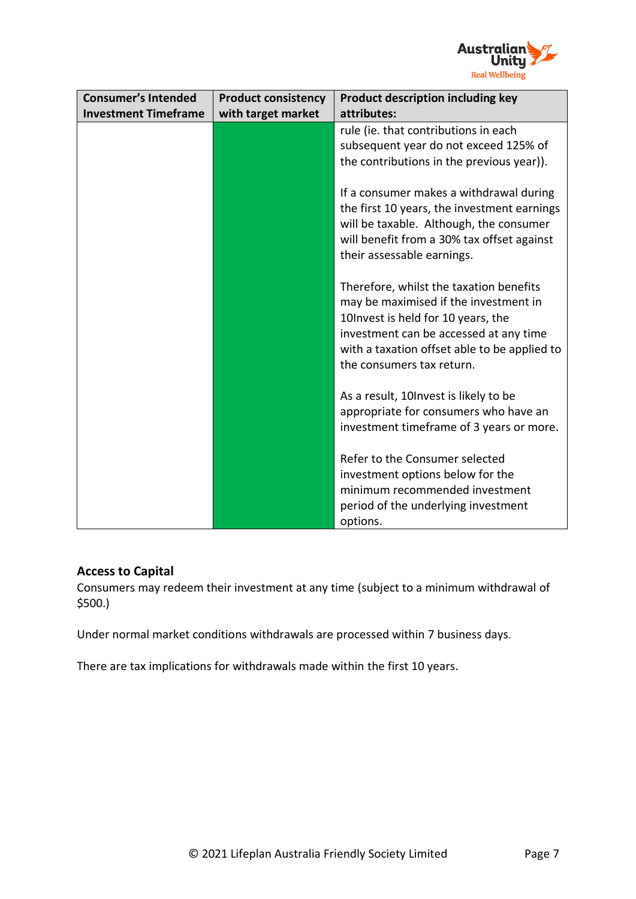| Consumer's Intended Investment Timeframe | Product consistency with target market | Product description including key attributes: |
|---|---|---|
| | | rule (ie. that contributions in each subsequent year do not exceed 125% of the contributions in the previous year)).<br><br>If a consumer makes a withdrawal during the first 10 years, the investment earnings will be taxable. Although, the consumer will benefit from a 30% tax offset against their assessable earnings.<br><br>Therefore, whilst the taxation benefits may be maximised if the investment in 10Invest is held for 10 years, the investment can be accessed at any time with a taxation offset able to be applied to the consumers tax return.<br><br>As a result, 10Invest is likely to be appropriate for consumers who have an investment timeframe of 3 years or more.<br><br>Refer to the Consumer selected investment options below for the minimum recommended investment period of the underlying investment options. |

### Access to Capital

Consumers may redeem their investment at any time (subject to a minimum withdrawal of $500.)

Under normal market conditions withdrawals are processed within 7 business days.

There are tax implications for withdrawals made within the first 10 years.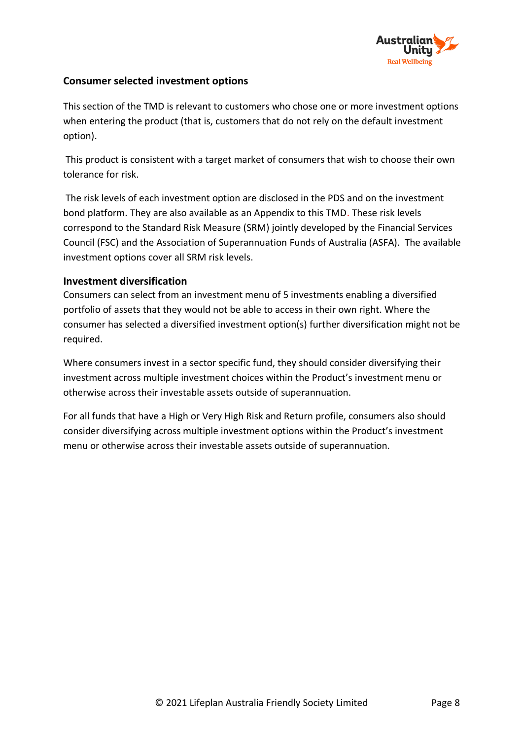## Consumer selected investment options

This section of the TMD is relevant to customers who chose one or more investment options when entering the product (that is, customers that do not rely on the default investment option).

This product is consistent with a target market of consumers that wish to choose their own tolerance for risk.

The risk levels of each investment option are disclosed in the PDS and on the investment bond platform. They are also available as an Appendix to this TMD. These risk levels correspond to the Standard Risk Measure (SRM) jointly developed by the Financial Services Council (FSC) and the Association of Superannuation Funds of Australia (ASFA). The available investment options cover all SRM risk levels.

### Investment diversification

Consumers can select from an investment menu of 5 investments enabling a diversified portfolio of assets that they would not be able to access in their own right. Where the consumer has selected a diversified investment option(s) further diversification might not be required.

Where consumers invest in a sector specific fund, they should consider diversifying their investment across multiple investment choices within the Product's investment menu or otherwise across their investable assets outside of superannuation.

For all funds that have a High or Very High Risk and Return profile, consumers also should consider diversifying across multiple investment options within the Product's investment menu or otherwise across their investable assets outside of superannuation.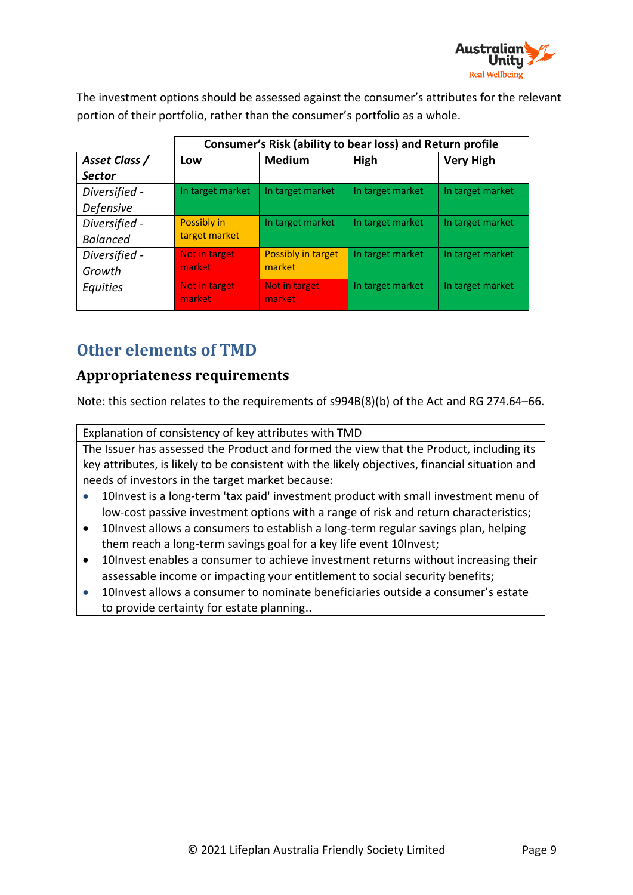The investment options should be assessed against the consumer's attributes for the relevant portion of their portfolio, rather than the consumer's portfolio as a whole.

| | Consumer's Risk (ability to bear loss) and Return profile | | | |
|---|---|---|---|---|
| ***Asset Class / Sector*** | **Low** | **Medium** | **High** | **Very High** |
| *Diversified - Defensive* | In target market | In target market | In target market | In target market |
| *Diversified - Balanced* | Possibly in target market | In target market | In target market | In target market |
| *Diversified - Growth* | Not in target market | Possibly in target market | In target market | In target market |
| *Equities* | Not in target market | Not in target market | In target market | In target market |

# Other elements of TMD

## Appropriateness requirements

Note: this section relates to the requirements of s994B(8)(b) of the Act and RG 274.64–66.

| Explanation of consistency of key attributes with TMD |
|---|
| The Issuer has assessed the Product and formed the view that the Product, including its key attributes, is likely to be consistent with the likely objectives, financial situation and needs of investors in the target market because:<br>• 10Invest is a long-term 'tax paid' investment product with small investment menu of low-cost passive investment options with a range of risk and return characteristics;<br>• 10Invest allows a consumers to establish a long-term regular savings plan, helping them reach a long-term savings goal for a key life event 10Invest;<br>• 10Invest enables a consumer to achieve investment returns without increasing their assessable income or impacting your entitlement to social security benefits;<br>• 10Invest allows a consumer to nominate beneficiaries outside a consumer's estate to provide certainty for estate planning.. |

© 2021 Lifeplan Australia Friendly Society Limited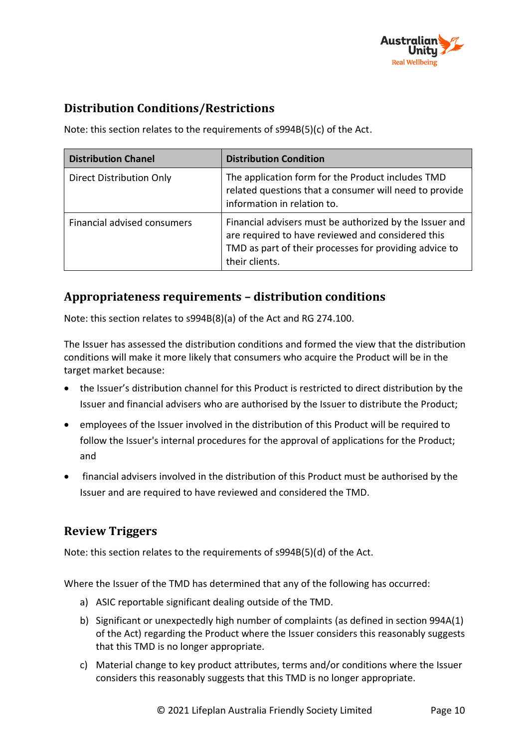## Distribution Conditions/Restrictions

Note: this section relates to the requirements of s994B(5)(c) of the Act.

| Distribution Chanel | Distribution Condition |
|---|---|
| Direct Distribution Only | The application form for the Product includes TMD related questions that a consumer will need to provide information in relation to. |
| Financial advised consumers | Financial advisers must be authorized by the Issuer and are required to have reviewed and considered this TMD as part of their processes for providing advice to their clients. |

## Appropriateness requirements – distribution conditions

Note: this section relates to s994B(8)(a) of the Act and RG 274.100.

The Issuer has assessed the distribution conditions and formed the view that the distribution conditions will make it more likely that consumers who acquire the Product will be in the target market because:

- the Issuer's distribution channel for this Product is restricted to direct distribution by the Issuer and financial advisers who are authorised by the Issuer to distribute the Product;
- employees of the Issuer involved in the distribution of this Product will be required to follow the Issuer's internal procedures for the approval of applications for the Product; and
- financial advisers involved in the distribution of this Product must be authorised by the Issuer and are required to have reviewed and considered the TMD.

## Review Triggers

Note: this section relates to the requirements of s994B(5)(d) of the Act.

Where the Issuer of the TMD has determined that any of the following has occurred:

a) ASIC reportable significant dealing outside of the TMD.

b) Significant or unexpectedly high number of complaints (as defined in section 994A(1) of the Act) regarding the Product where the Issuer considers this reasonably suggests that this TMD is no longer appropriate.

c) Material change to key product attributes, terms and/or conditions where the Issuer considers this reasonably suggests that this TMD is no longer appropriate.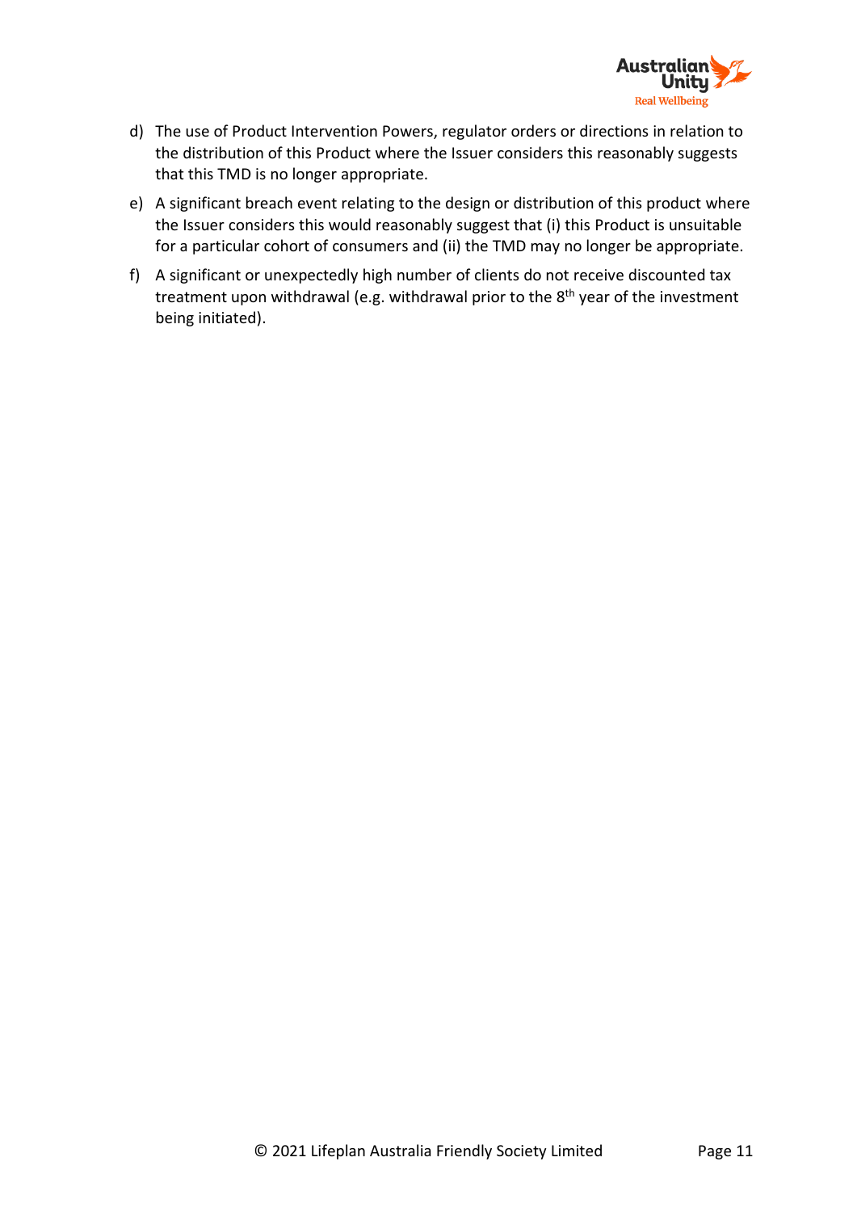d) The use of Product Intervention Powers, regulator orders or directions in relation to the distribution of this Product where the Issuer considers this reasonably suggests that this TMD is no longer appropriate.

e) A significant breach event relating to the design or distribution of this product where the Issuer considers this would reasonably suggest that (i) this Product is unsuitable for a particular cohort of consumers and (ii) the TMD may no longer be appropriate.

f) A significant or unexpectedly high number of clients do not receive discounted tax treatment upon withdrawal (e.g. withdrawal prior to the 8th year of the investment being initiated).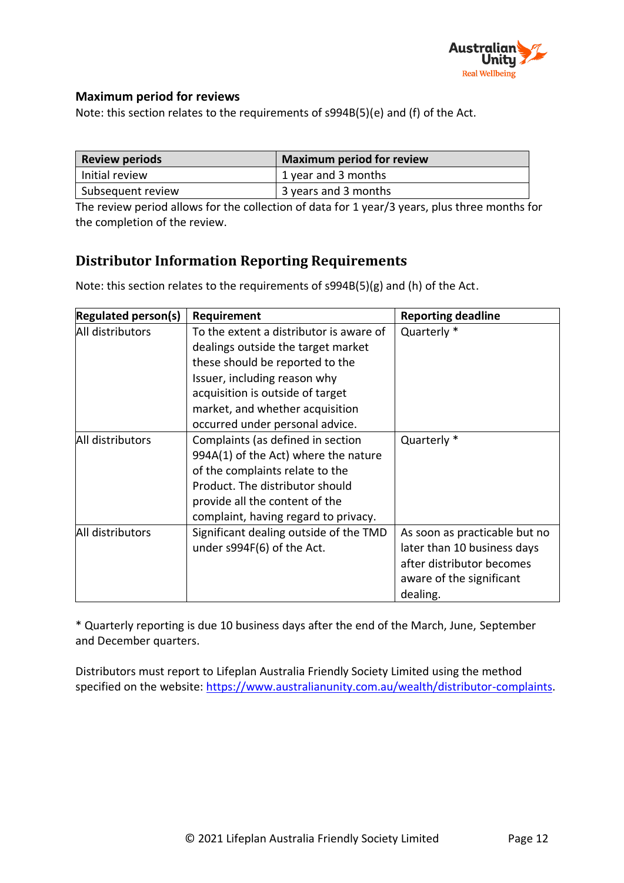### Maximum period for reviews

Note: this section relates to the requirements of s994B(5)(e) and (f) of the Act.

| Review periods | Maximum period for review |
|---|---|
| Initial review | 1 year and 3 months |
| Subsequent review | 3 years and 3 months |

The review period allows for the collection of data for 1 year/3 years, plus three months for the completion of the review.

## Distributor Information Reporting Requirements

Note: this section relates to the requirements of s994B(5)(g) and (h) of the Act.

| Regulated person(s) | Requirement | Reporting deadline |
|---|---|---|
| All distributors | To the extent a distributor is aware of dealings outside the target market these should be reported to the Issuer, including reason why acquisition is outside of target market, and whether acquisition occurred under personal advice. | Quarterly * |
| All distributors | Complaints (as defined in section 994A(1) of the Act) where the nature of the complaints relate to the Product. The distributor should provide all the content of the complaint, having regard to privacy. | Quarterly * |
| All distributors | Significant dealing outside of the TMD under s994F(6) of the Act. | As soon as practicable but no later than 10 business days after distributor becomes aware of the significant dealing. |

* Quarterly reporting is due 10 business days after the end of the March, June, September and December quarters.

Distributors must report to Lifeplan Australia Friendly Society Limited using the method specified on the website: https://www.australianunity.com.au/wealth/distributor-complaints.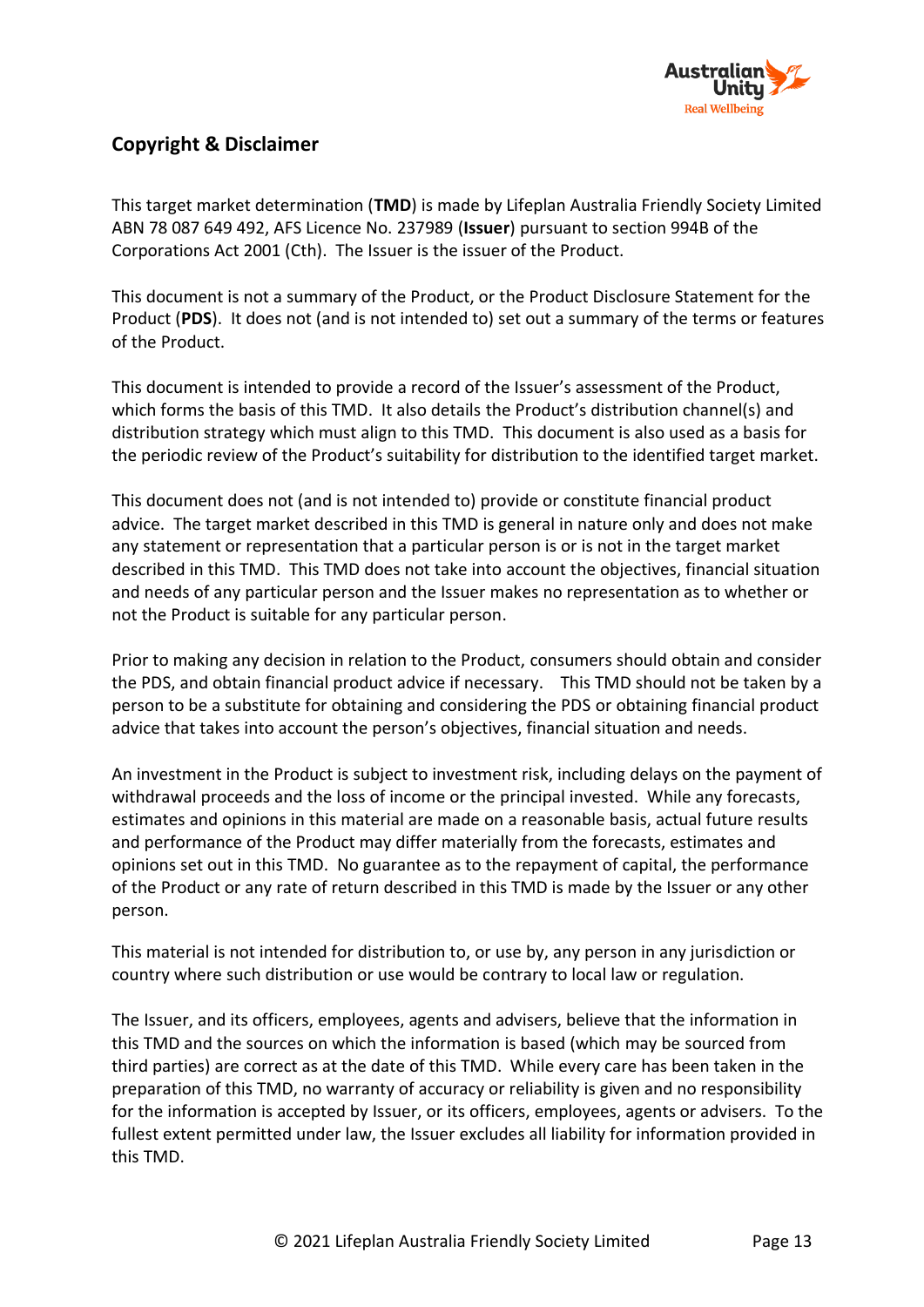## Copyright & Disclaimer

This target market determination (**TMD**) is made by Lifeplan Australia Friendly Society Limited ABN 78 087 649 492, AFS Licence No. 237989 (**Issuer**) pursuant to section 994B of the Corporations Act 2001 (Cth). The Issuer is the issuer of the Product.

This document is not a summary of the Product, or the Product Disclosure Statement for the Product (**PDS**). It does not (and is not intended to) set out a summary of the terms or features of the Product.

This document is intended to provide a record of the Issuer's assessment of the Product, which forms the basis of this TMD. It also details the Product's distribution channel(s) and distribution strategy which must align to this TMD. This document is also used as a basis for the periodic review of the Product's suitability for distribution to the identified target market.

This document does not (and is not intended to) provide or constitute financial product advice. The target market described in this TMD is general in nature only and does not make any statement or representation that a particular person is or is not in the target market described in this TMD. This TMD does not take into account the objectives, financial situation and needs of any particular person and the Issuer makes no representation as to whether or not the Product is suitable for any particular person.

Prior to making any decision in relation to the Product, consumers should obtain and consider the PDS, and obtain financial product advice if necessary. This TMD should not be taken by a person to be a substitute for obtaining and considering the PDS or obtaining financial product advice that takes into account the person's objectives, financial situation and needs.

An investment in the Product is subject to investment risk, including delays on the payment of withdrawal proceeds and the loss of income or the principal invested. While any forecasts, estimates and opinions in this material are made on a reasonable basis, actual future results and performance of the Product may differ materially from the forecasts, estimates and opinions set out in this TMD. No guarantee as to the repayment of capital, the performance of the Product or any rate of return described in this TMD is made by the Issuer or any other person.

This material is not intended for distribution to, or use by, any person in any jurisdiction or country where such distribution or use would be contrary to local law or regulation.

The Issuer, and its officers, employees, agents and advisers, believe that the information in this TMD and the sources on which the information is based (which may be sourced from third parties) are correct as at the date of this TMD. While every care has been taken in the preparation of this TMD, no warranty of accuracy or reliability is given and no responsibility for the information is accepted by Issuer, or its officers, employees, agents or advisers. To the fullest extent permitted under law, the Issuer excludes all liability for information provided in this TMD.

© 2021 Lifeplan Australia Friendly Society Limited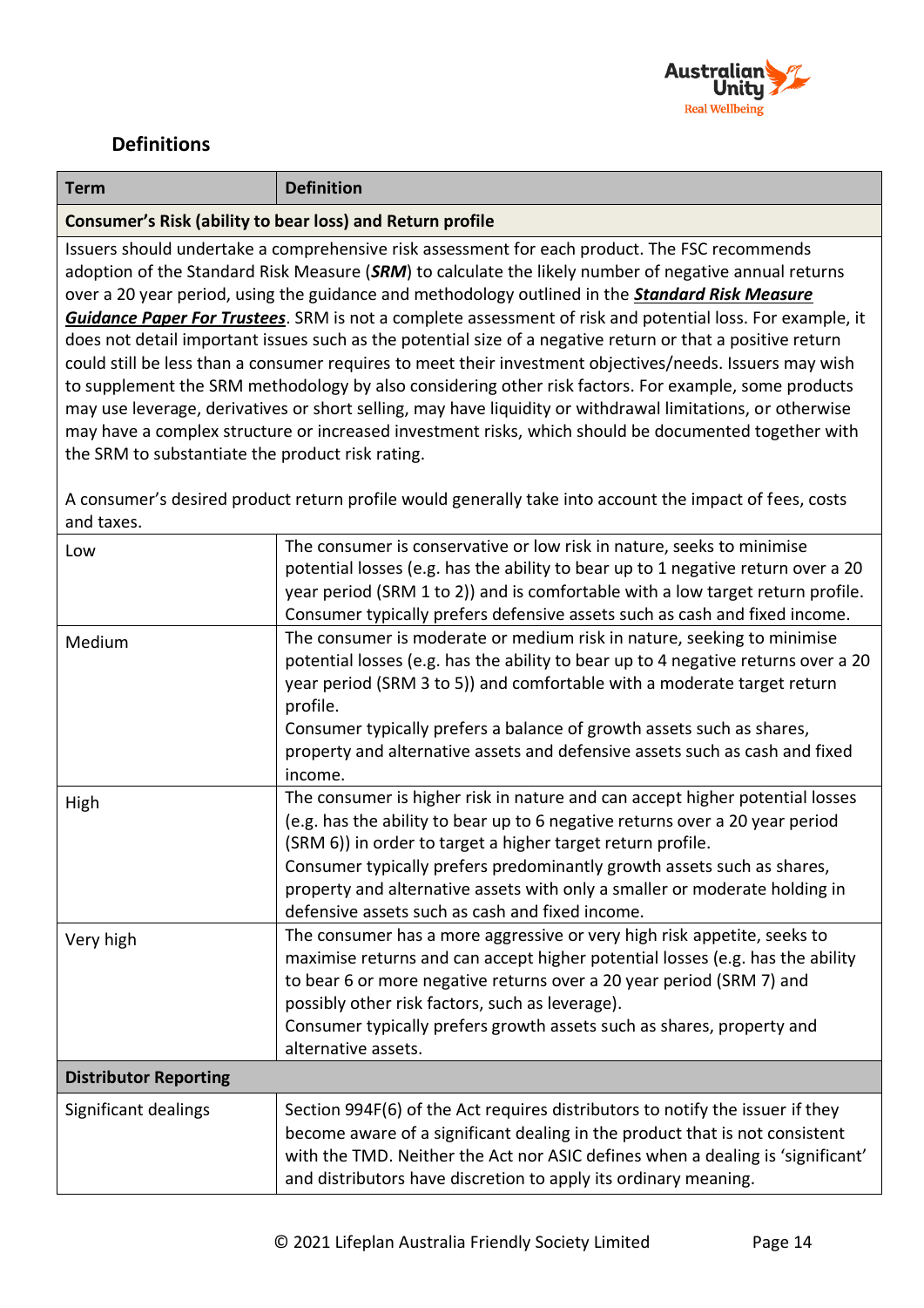## Definitions

| Term | Definition |
|---|---|
| **Consumer's Risk (ability to bear loss) and Return profile** | |
| Issuers should undertake a comprehensive risk assessment for each product. The FSC recommends adoption of the Standard Risk Measure (***SRM***) to calculate the likely number of negative annual returns over a 20 year period, using the guidance and methodology outlined in the ***Standard Risk Measure Guidance Paper For Trustees***. SRM is not a complete assessment of risk and potential loss. For example, it does not detail important issues such as the potential size of a negative return or that a positive return could still be less than a consumer requires to meet their investment objectives/needs. Issuers may wish to supplement the SRM methodology by also considering other risk factors. For example, some products may use leverage, derivatives or short selling, may have liquidity or withdrawal limitations, or otherwise may have a complex structure or increased investment risks, which should be documented together with the SRM to substantiate the product risk rating.<br><br>A consumer's desired product return profile would generally take into account the impact of fees, costs and taxes. | |
| Low | The consumer is conservative or low risk in nature, seeks to minimise potential losses (e.g. has the ability to bear up to 1 negative return over a 20 year period (SRM 1 to 2)) and is comfortable with a low target return profile. Consumer typically prefers defensive assets such as cash and fixed income. |
| Medium | The consumer is moderate or medium risk in nature, seeking to minimise potential losses (e.g. has the ability to bear up to 4 negative returns over a 20 year period (SRM 3 to 5)) and comfortable with a moderate target return profile.<br>Consumer typically prefers a balance of growth assets such as shares, property and alternative assets and defensive assets such as cash and fixed income. |
| High | The consumer is higher risk in nature and can accept higher potential losses (e.g. has the ability to bear up to 6 negative returns over a 20 year period (SRM 6)) in order to target a higher target return profile.<br>Consumer typically prefers predominantly growth assets such as shares, property and alternative assets with only a smaller or moderate holding in defensive assets such as cash and fixed income. |
| Very high | The consumer has a more aggressive or very high risk appetite, seeks to maximise returns and can accept higher potential losses (e.g. has the ability to bear 6 or more negative returns over a 20 year period (SRM 7) and possibly other risk factors, such as leverage).<br>Consumer typically prefers growth assets such as shares, property and alternative assets. |
| **Distributor Reporting** | |
| Significant dealings | Section 994F(6) of the Act requires distributors to notify the issuer if they become aware of a significant dealing in the product that is not consistent with the TMD. Neither the Act nor ASIC defines when a dealing is 'significant' and distributors have discretion to apply its ordinary meaning. |

© 2021 Lifeplan Australia Friendly Society Limited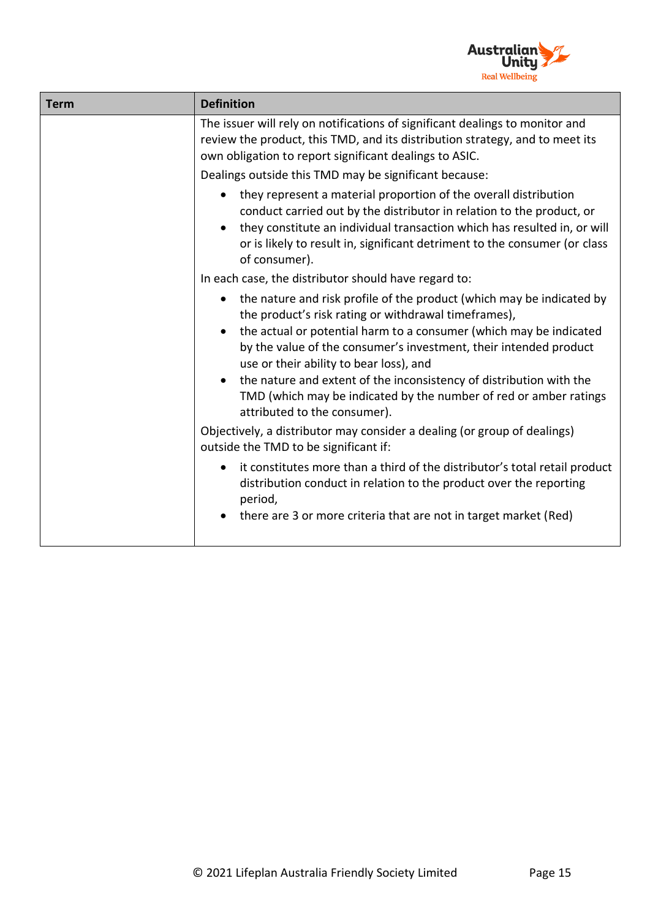| Term | Definition |
|---|---|
| | The issuer will rely on notifications of significant dealings to monitor and review the product, this TMD, and its distribution strategy, and to meet its own obligation to report significant dealings to ASIC.<br><br>Dealings outside this TMD may be significant because:<br><br>• they represent a material proportion of the overall distribution conduct carried out by the distributor in relation to the product, or<br>• they constitute an individual transaction which has resulted in, or will or is likely to result in, significant detriment to the consumer (or class of consumer).<br><br>In each case, the distributor should have regard to:<br><br>• the nature and risk profile of the product (which may be indicated by the product's risk rating or withdrawal timeframes),<br>• the actual or potential harm to a consumer (which may be indicated by the value of the consumer's investment, their intended product use or their ability to bear loss), and<br>• the nature and extent of the inconsistency of distribution with the TMD (which may be indicated by the number of red or amber ratings attributed to the consumer).<br><br>Objectively, a distributor may consider a dealing (or group of dealings) outside the TMD to be significant if:<br><br>• it constitutes more than a third of the distributor's total retail product distribution conduct in relation to the product over the reporting period,<br>• there are 3 or more criteria that are not in target market (Red) |

© 2021 Lifeplan Australia Friendly Society Limited